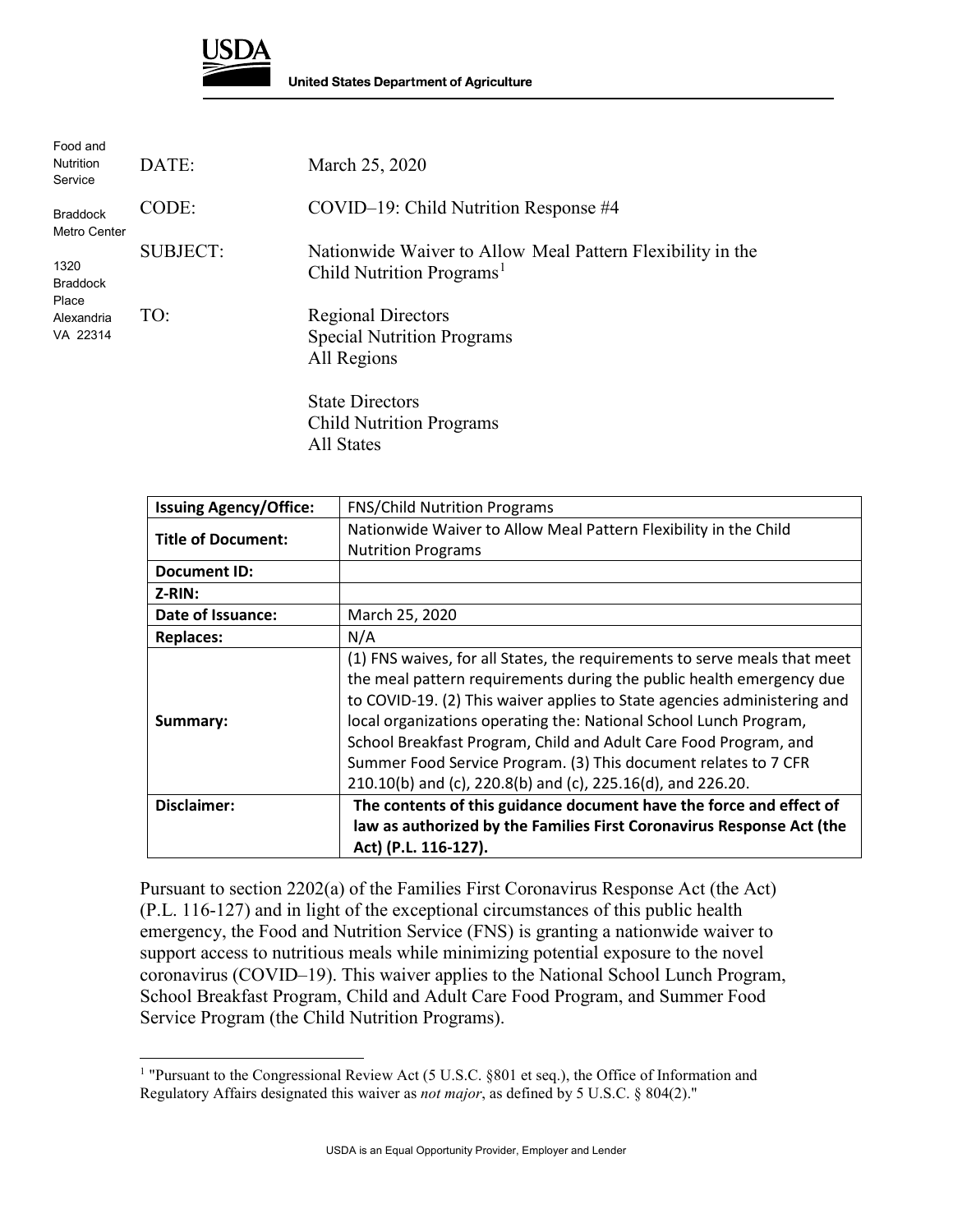**USDA**

**United States Department of Agriculture**

Food and Nutrition Service

Braddock Metro Center

1320 Braddock Place
Alexandria VA 22314

DATE: March 25, 2020

CODE: COVID–19: Child Nutrition Response #4

SUBJECT: Nationwide Waiver to Allow Meal Pattern Flexibility in the Child Nutrition Programs[1]

TO: Regional Directors
Special Nutrition Programs
All Regions

State Directors
Child Nutrition Programs
All States

| **Issuing Agency/Office:** | FNS/Child Nutrition Programs |
|---|---|
| **Title of Document:** | Nationwide Waiver to Allow Meal Pattern Flexibility in the Child Nutrition Programs |
| **Document ID:** | |
| **Z-RIN:** | |
| **Date of Issuance:** | March 25, 2020 |
| **Replaces:** | N/A |
| **Summary:** | (1) FNS waives, for all States, the requirements to serve meals that meet the meal pattern requirements during the public health emergency due to COVID-19. (2) This waiver applies to State agencies administering and local organizations operating the: National School Lunch Program, School Breakfast Program, Child and Adult Care Food Program, and Summer Food Service Program. (3) This document relates to 7 CFR 210.10(b) and (c), 220.8(b) and (c), 225.16(d), and 226.20. |
| **Disclaimer:** | **The contents of this guidance document have the force and effect of law as authorized by the Families First Coronavirus Response Act (the Act) (P.L. 116-127).** |

Pursuant to section 2202(a) of the Families First Coronavirus Response Act (the Act) (P.L. 116-127) and in light of the exceptional circumstances of this public health emergency, the Food and Nutrition Service (FNS) is granting a nationwide waiver to support access to nutritious meals while minimizing potential exposure to the novel coronavirus (COVID–19). This waiver applies to the National School Lunch Program, School Breakfast Program, Child and Adult Care Food Program, and Summer Food Service Program (the Child Nutrition Programs).

[1] "Pursuant to the Congressional Review Act (5 U.S.C. §801 et seq.), the Office of Information and Regulatory Affairs designated this waiver as *not major*, as defined by 5 U.S.C. § 804(2)."

USDA is an Equal Opportunity Provider, Employer and Lender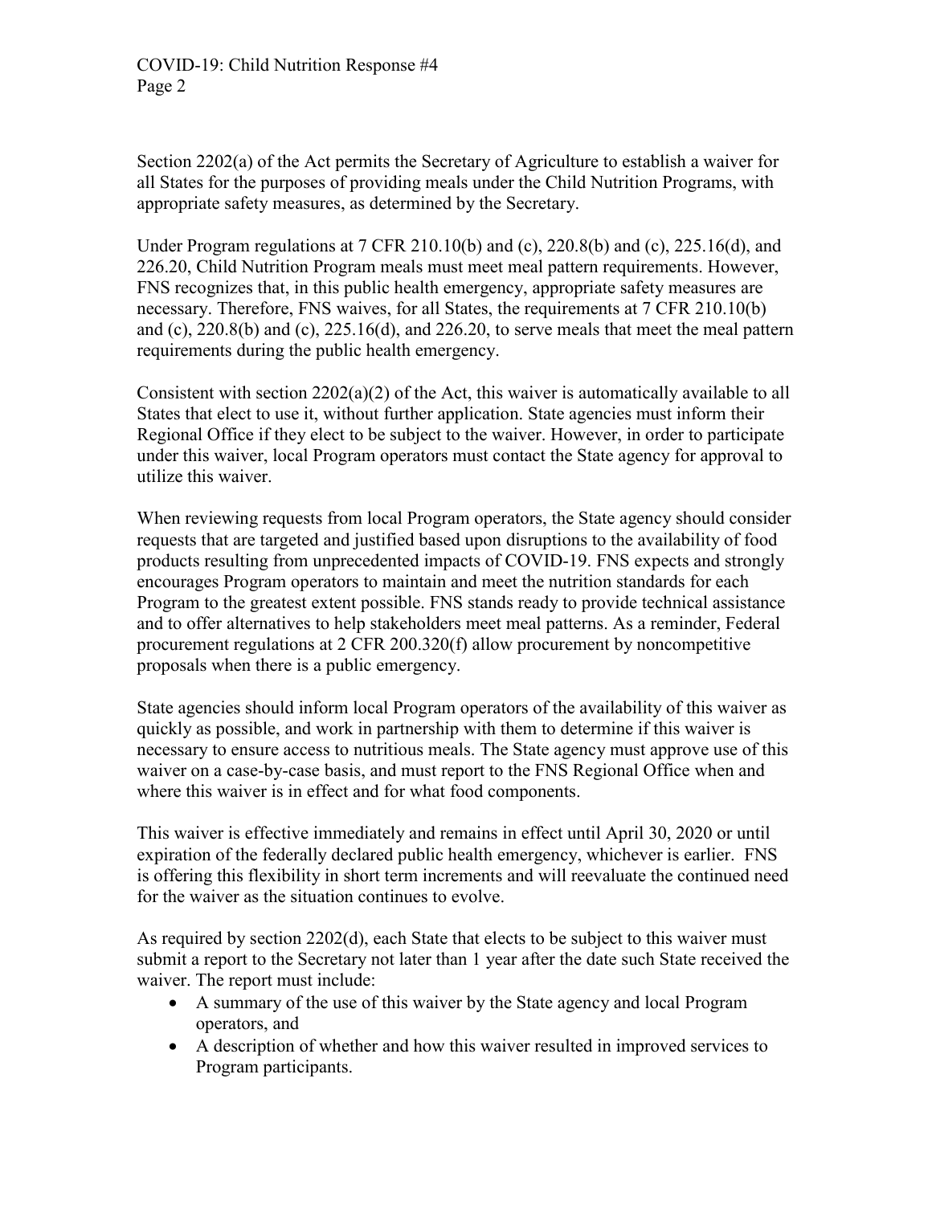Section 2202(a) of the Act permits the Secretary of Agriculture to establish a waiver for all States for the purposes of providing meals under the Child Nutrition Programs, with appropriate safety measures, as determined by the Secretary.

Under Program regulations at 7 CFR 210.10(b) and (c), 220.8(b) and (c), 225.16(d), and 226.20, Child Nutrition Program meals must meet meal pattern requirements. However, FNS recognizes that, in this public health emergency, appropriate safety measures are necessary. Therefore, FNS waives, for all States, the requirements at 7 CFR 210.10(b) and (c), 220.8(b) and (c), 225.16(d), and 226.20, to serve meals that meet the meal pattern requirements during the public health emergency.

Consistent with section 2202(a)(2) of the Act, this waiver is automatically available to all States that elect to use it, without further application. State agencies must inform their Regional Office if they elect to be subject to the waiver. However, in order to participate under this waiver, local Program operators must contact the State agency for approval to utilize this waiver.

When reviewing requests from local Program operators, the State agency should consider requests that are targeted and justified based upon disruptions to the availability of food products resulting from unprecedented impacts of COVID-19. FNS expects and strongly encourages Program operators to maintain and meet the nutrition standards for each Program to the greatest extent possible. FNS stands ready to provide technical assistance and to offer alternatives to help stakeholders meet meal patterns. As a reminder, Federal procurement regulations at 2 CFR 200.320(f) allow procurement by noncompetitive proposals when there is a public emergency.

State agencies should inform local Program operators of the availability of this waiver as quickly as possible, and work in partnership with them to determine if this waiver is necessary to ensure access to nutritious meals. The State agency must approve use of this waiver on a case-by-case basis, and must report to the FNS Regional Office when and where this waiver is in effect and for what food components.

This waiver is effective immediately and remains in effect until April 30, 2020 or until expiration of the federally declared public health emergency, whichever is earlier. FNS is offering this flexibility in short term increments and will reevaluate the continued need for the waiver as the situation continues to evolve.

As required by section 2202(d), each State that elects to be subject to this waiver must submit a report to the Secretary not later than 1 year after the date such State received the waiver. The report must include:

- A summary of the use of this waiver by the State agency and local Program operators, and
- A description of whether and how this waiver resulted in improved services to Program participants.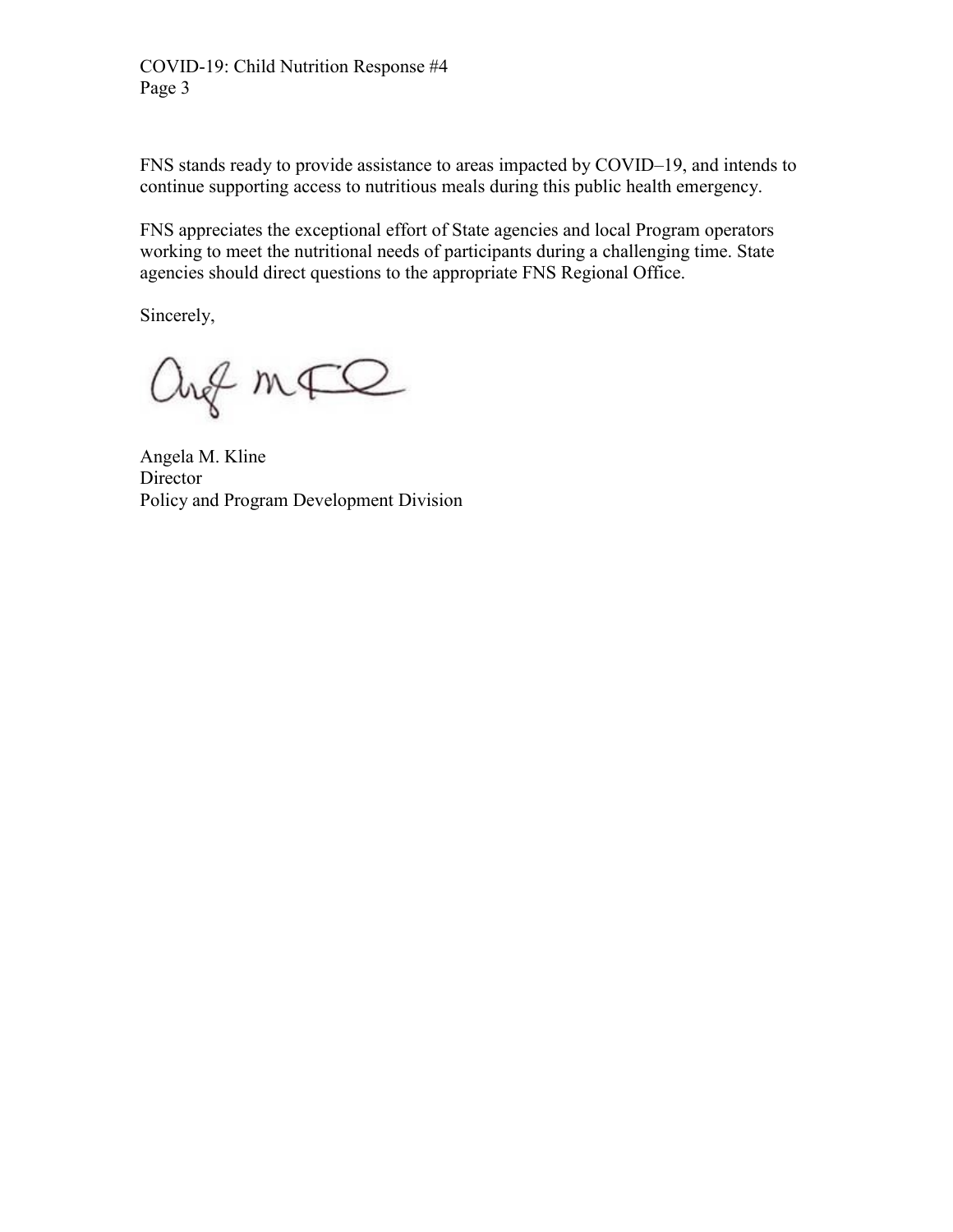FNS stands ready to provide assistance to areas impacted by COVID–19, and intends to continue supporting access to nutritious meals during this public health emergency.

FNS appreciates the exceptional effort of State agencies and local Program operators working to meet the nutritional needs of participants during a challenging time. State agencies should direct questions to the appropriate FNS Regional Office.

Sincerely,

Angela M. Kline  
Director  
Policy and Program Development Division